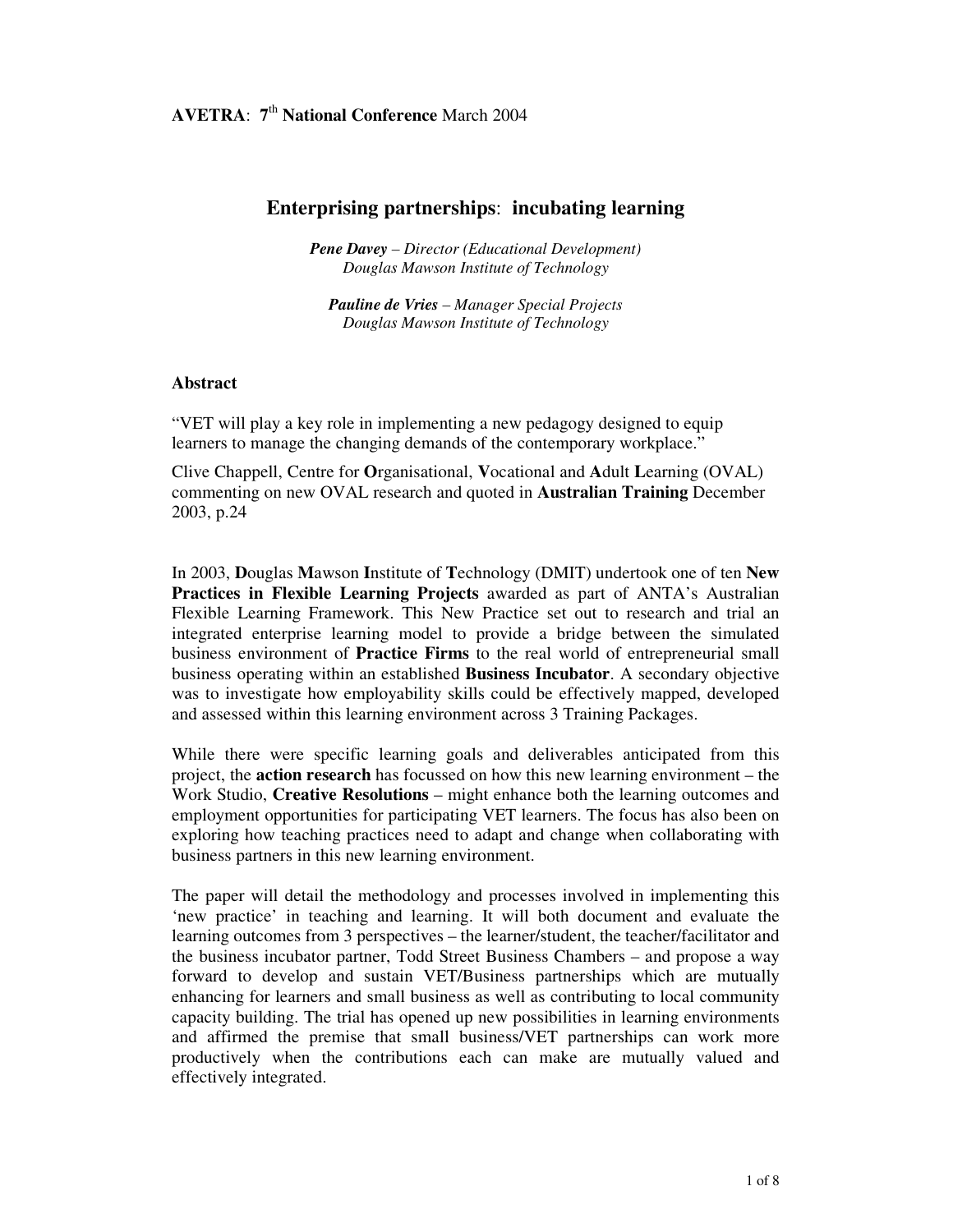**AVETRA**: **7th National Conference** March 2004

# Enterprising partnerships: incubating learning

***Pene Davey*** *– Director (Educational Development)*
*Douglas Mawson Institute of Technology*

***Pauline de Vries*** *– Manager Special Projects*
*Douglas Mawson Institute of Technology*

## Abstract

"VET will play a key role in implementing a new pedagogy designed to equip learners to manage the changing demands of the contemporary workplace."

Clive Chappell, Centre for **O**rganisational, **V**ocational and **A**dult **L**earning (OVAL) commenting on new OVAL research and quoted in **Australian Training** December 2003, p.24

In 2003, **D**ouglas **M**awson **I**nstitute of **T**echnology (DMIT) undertook one of ten **New Practices in Flexible Learning Projects** awarded as part of ANTA's Australian Flexible Learning Framework. This New Practice set out to research and trial an integrated enterprise learning model to provide a bridge between the simulated business environment of **Practice Firms** to the real world of entrepreneurial small business operating within an established **Business Incubator**. A secondary objective was to investigate how employability skills could be effectively mapped, developed and assessed within this learning environment across 3 Training Packages.

While there were specific learning goals and deliverables anticipated from this project, the **action research** has focussed on how this new learning environment – the Work Studio, **Creative Resolutions** – might enhance both the learning outcomes and employment opportunities for participating VET learners. The focus has also been on exploring how teaching practices need to adapt and change when collaborating with business partners in this new learning environment.

The paper will detail the methodology and processes involved in implementing this 'new practice' in teaching and learning. It will both document and evaluate the learning outcomes from 3 perspectives – the learner/student, the teacher/facilitator and the business incubator partner, Todd Street Business Chambers – and propose a way forward to develop and sustain VET/Business partnerships which are mutually enhancing for learners and small business as well as contributing to local community capacity building. The trial has opened up new possibilities in learning environments and affirmed the premise that small business/VET partnerships can work more productively when the contributions each can make are mutually valued and effectively integrated.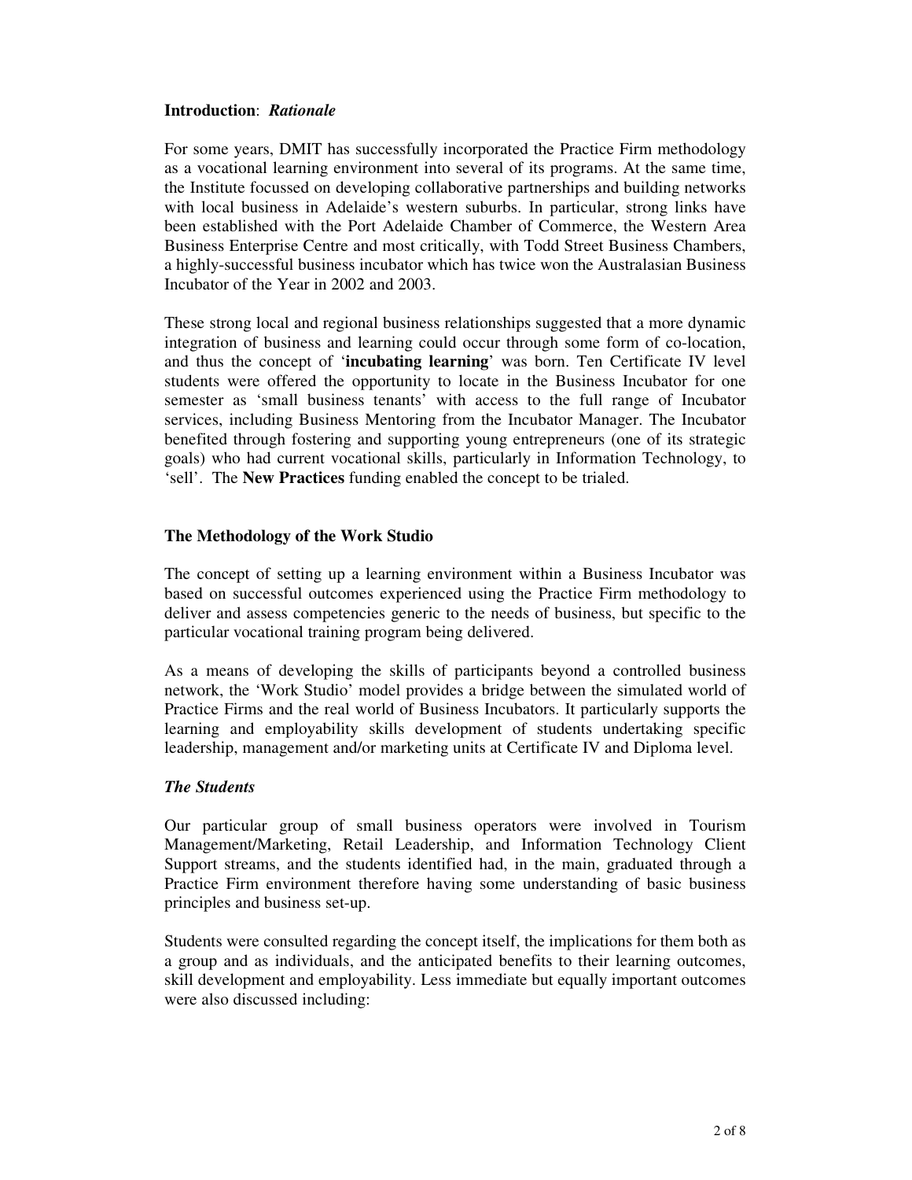**Introduction**: *Rationale*

For some years, DMIT has successfully incorporated the Practice Firm methodology as a vocational learning environment into several of its programs. At the same time, the Institute focussed on developing collaborative partnerships and building networks with local business in Adelaide's western suburbs. In particular, strong links have been established with the Port Adelaide Chamber of Commerce, the Western Area Business Enterprise Centre and most critically, with Todd Street Business Chambers, a highly-successful business incubator which has twice won the Australasian Business Incubator of the Year in 2002 and 2003.

These strong local and regional business relationships suggested that a more dynamic integration of business and learning could occur through some form of co-location, and thus the concept of '**incubating learning**' was born. Ten Certificate IV level students were offered the opportunity to locate in the Business Incubator for one semester as 'small business tenants' with access to the full range of Incubator services, including Business Mentoring from the Incubator Manager. The Incubator benefited through fostering and supporting young entrepreneurs (one of its strategic goals) who had current vocational skills, particularly in Information Technology, to 'sell'. The **New Practices** funding enabled the concept to be trialed.

## The Methodology of the Work Studio

The concept of setting up a learning environment within a Business Incubator was based on successful outcomes experienced using the Practice Firm methodology to deliver and assess competencies generic to the needs of business, but specific to the particular vocational training program being delivered.

As a means of developing the skills of participants beyond a controlled business network, the 'Work Studio' model provides a bridge between the simulated world of Practice Firms and the real world of Business Incubators. It particularly supports the learning and employability skills development of students undertaking specific leadership, management and/or marketing units at Certificate IV and Diploma level.

### *The Students*

Our particular group of small business operators were involved in Tourism Management/Marketing, Retail Leadership, and Information Technology Client Support streams, and the students identified had, in the main, graduated through a Practice Firm environment therefore having some understanding of basic business principles and business set-up.

Students were consulted regarding the concept itself, the implications for them both as a group and as individuals, and the anticipated benefits to their learning outcomes, skill development and employability. Less immediate but equally important outcomes were also discussed including: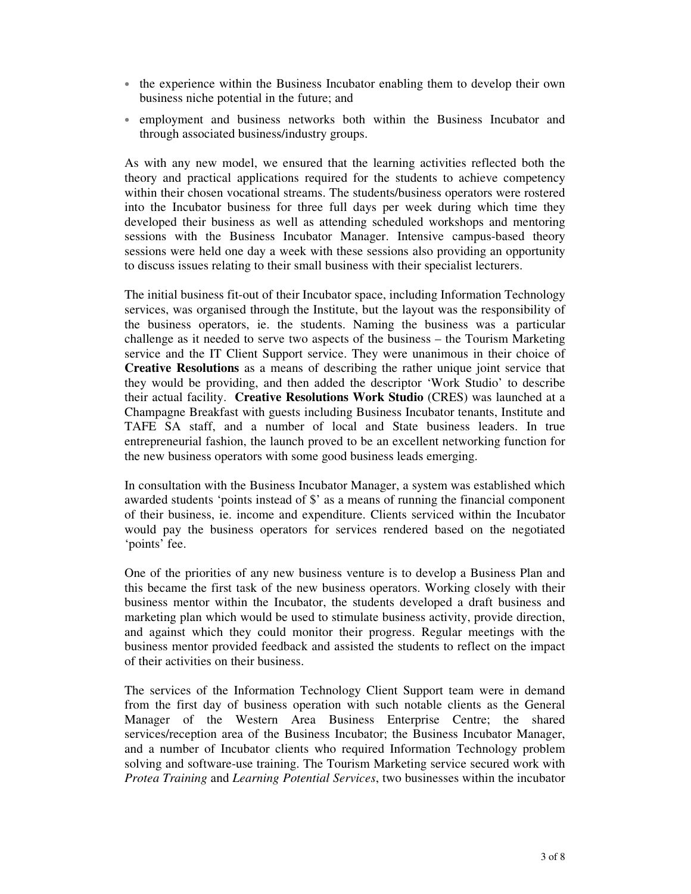- the experience within the Business Incubator enabling them to develop their own business niche potential in the future; and
- employment and business networks both within the Business Incubator and through associated business/industry groups.

As with any new model, we ensured that the learning activities reflected both the theory and practical applications required for the students to achieve competency within their chosen vocational streams. The students/business operators were rostered into the Incubator business for three full days per week during which time they developed their business as well as attending scheduled workshops and mentoring sessions with the Business Incubator Manager. Intensive campus-based theory sessions were held one day a week with these sessions also providing an opportunity to discuss issues relating to their small business with their specialist lecturers.

The initial business fit-out of their Incubator space, including Information Technology services, was organised through the Institute, but the layout was the responsibility of the business operators, ie. the students. Naming the business was a particular challenge as it needed to serve two aspects of the business – the Tourism Marketing service and the IT Client Support service. They were unanimous in their choice of **Creative Resolutions** as a means of describing the rather unique joint service that they would be providing, and then added the descriptor 'Work Studio' to describe their actual facility. **Creative Resolutions Work Studio** (CRES) was launched at a Champagne Breakfast with guests including Business Incubator tenants, Institute and TAFE SA staff, and a number of local and State business leaders. In true entrepreneurial fashion, the launch proved to be an excellent networking function for the new business operators with some good business leads emerging.

In consultation with the Business Incubator Manager, a system was established which awarded students 'points instead of $' as a means of running the financial component of their business, ie. income and expenditure. Clients serviced within the Incubator would pay the business operators for services rendered based on the negotiated 'points' fee.

One of the priorities of any new business venture is to develop a Business Plan and this became the first task of the new business operators. Working closely with their business mentor within the Incubator, the students developed a draft business and marketing plan which would be used to stimulate business activity, provide direction, and against which they could monitor their progress. Regular meetings with the business mentor provided feedback and assisted the students to reflect on the impact of their activities on their business.

The services of the Information Technology Client Support team were in demand from the first day of business operation with such notable clients as the General Manager of the Western Area Business Enterprise Centre; the shared services/reception area of the Business Incubator; the Business Incubator Manager, and a number of Incubator clients who required Information Technology problem solving and software-use training. The Tourism Marketing service secured work with *Protea Training* and *Learning Potential Services*, two businesses within the incubator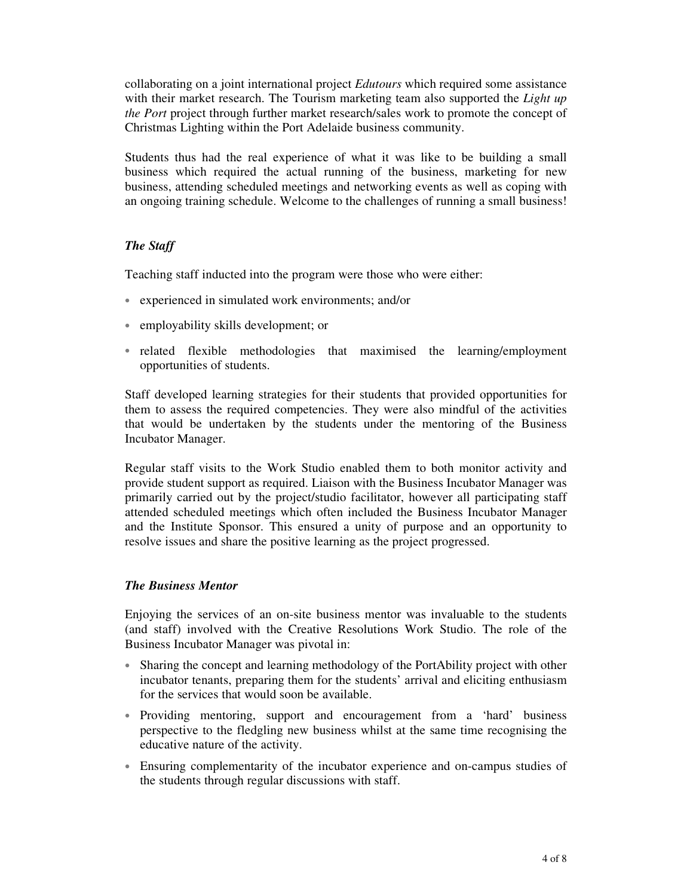collaborating on a joint international project *Edutours* which required some assistance with their market research. The Tourism marketing team also supported the *Light up the Port* project through further market research/sales work to promote the concept of Christmas Lighting within the Port Adelaide business community.

Students thus had the real experience of what it was like to be building a small business which required the actual running of the business, marketing for new business, attending scheduled meetings and networking events as well as coping with an ongoing training schedule. Welcome to the challenges of running a small business!

### *The Staff*

Teaching staff inducted into the program were those who were either:

- experienced in simulated work environments; and/or
- employability skills development; or
- related flexible methodologies that maximised the learning/employment opportunities of students.

Staff developed learning strategies for their students that provided opportunities for them to assess the required competencies. They were also mindful of the activities that would be undertaken by the students under the mentoring of the Business Incubator Manager.

Regular staff visits to the Work Studio enabled them to both monitor activity and provide student support as required. Liaison with the Business Incubator Manager was primarily carried out by the project/studio facilitator, however all participating staff attended scheduled meetings which often included the Business Incubator Manager and the Institute Sponsor. This ensured a unity of purpose and an opportunity to resolve issues and share the positive learning as the project progressed.

### *The Business Mentor*

Enjoying the services of an on-site business mentor was invaluable to the students (and staff) involved with the Creative Resolutions Work Studio. The role of the Business Incubator Manager was pivotal in:

- Sharing the concept and learning methodology of the PortAbility project with other incubator tenants, preparing them for the students' arrival and eliciting enthusiasm for the services that would soon be available.
- Providing mentoring, support and encouragement from a 'hard' business perspective to the fledgling new business whilst at the same time recognising the educative nature of the activity.
- Ensuring complementarity of the incubator experience and on-campus studies of the students through regular discussions with staff.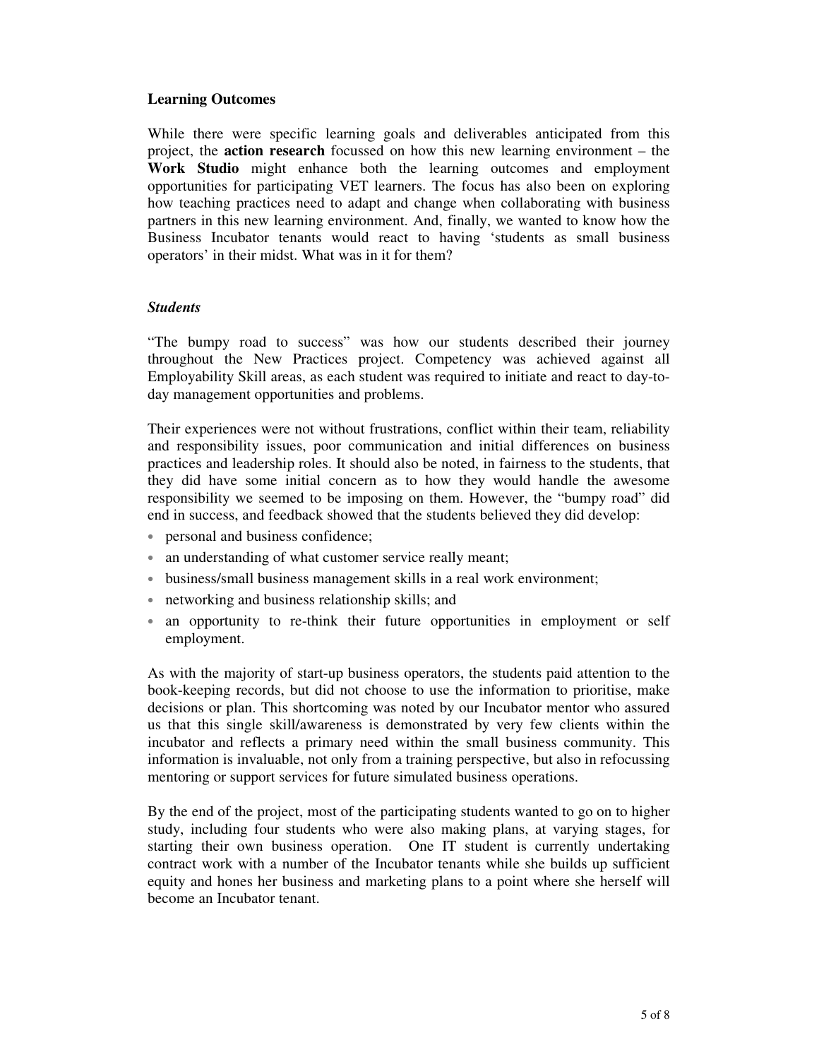## Learning Outcomes

While there were specific learning goals and deliverables anticipated from this project, the **action research** focussed on how this new learning environment – the **Work Studio** might enhance both the learning outcomes and employment opportunities for participating VET learners. The focus has also been on exploring how teaching practices need to adapt and change when collaborating with business partners in this new learning environment. And, finally, we wanted to know how the Business Incubator tenants would react to having 'students as small business operators' in their midst. What was in it for them?

### *Students*

"The bumpy road to success" was how our students described their journey throughout the New Practices project. Competency was achieved against all Employability Skill areas, as each student was required to initiate and react to day-to-day management opportunities and problems.

Their experiences were not without frustrations, conflict within their team, reliability and responsibility issues, poor communication and initial differences on business practices and leadership roles. It should also be noted, in fairness to the students, that they did have some initial concern as to how they would handle the awesome responsibility we seemed to be imposing on them. However, the "bumpy road" did end in success, and feedback showed that the students believed they did develop:

- personal and business confidence;
- an understanding of what customer service really meant;
- business/small business management skills in a real work environment;
- networking and business relationship skills; and
- an opportunity to re-think their future opportunities in employment or self employment.

As with the majority of start-up business operators, the students paid attention to the book-keeping records, but did not choose to use the information to prioritise, make decisions or plan. This shortcoming was noted by our Incubator mentor who assured us that this single skill/awareness is demonstrated by very few clients within the incubator and reflects a primary need within the small business community. This information is invaluable, not only from a training perspective, but also in refocussing mentoring or support services for future simulated business operations.

By the end of the project, most of the participating students wanted to go on to higher study, including four students who were also making plans, at varying stages, for starting their own business operation. One IT student is currently undertaking contract work with a number of the Incubator tenants while she builds up sufficient equity and hones her business and marketing plans to a point where she herself will become an Incubator tenant.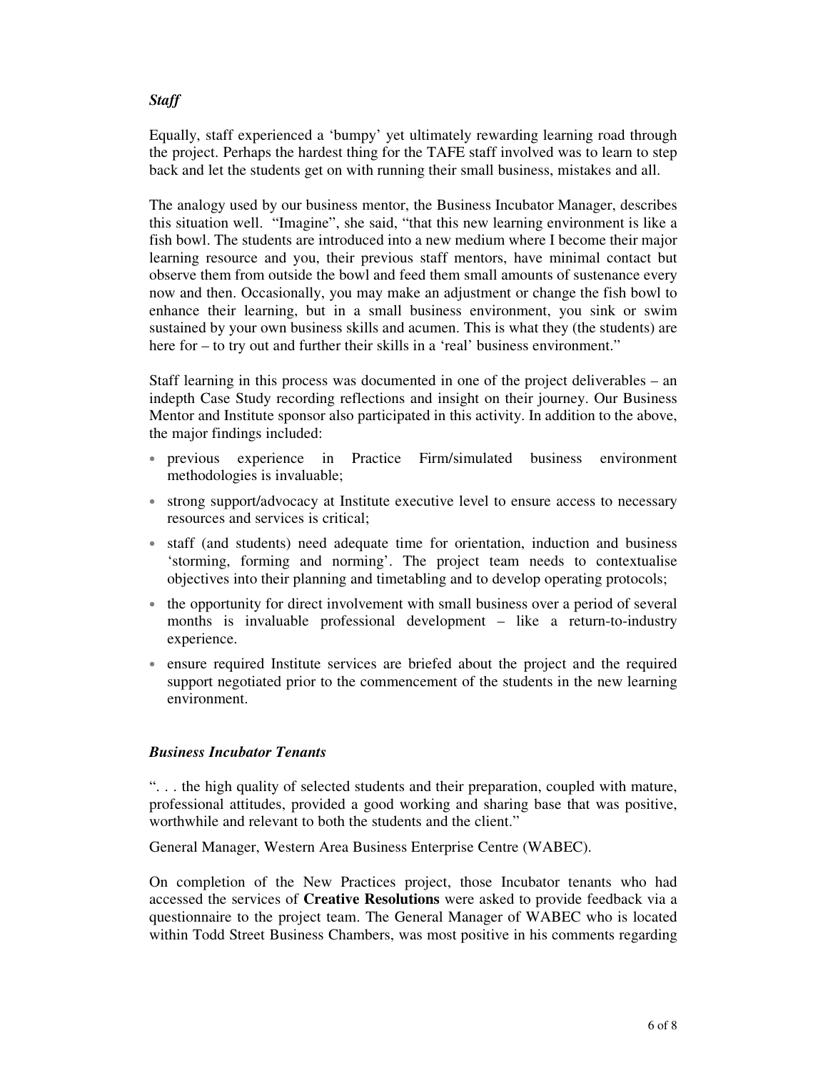### *Staff*

Equally, staff experienced a 'bumpy' yet ultimately rewarding learning road through the project. Perhaps the hardest thing for the TAFE staff involved was to learn to step back and let the students get on with running their small business, mistakes and all.

The analogy used by our business mentor, the Business Incubator Manager, describes this situation well. "Imagine", she said, "that this new learning environment is like a fish bowl. The students are introduced into a new medium where I become their major learning resource and you, their previous staff mentors, have minimal contact but observe them from outside the bowl and feed them small amounts of sustenance every now and then. Occasionally, you may make an adjustment or change the fish bowl to enhance their learning, but in a small business environment, you sink or swim sustained by your own business skills and acumen. This is what they (the students) are here for – to try out and further their skills in a 'real' business environment."

Staff learning in this process was documented in one of the project deliverables – an indepth Case Study recording reflections and insight on their journey. Our Business Mentor and Institute sponsor also participated in this activity. In addition to the above, the major findings included:

- previous experience in Practice Firm/simulated business environment methodologies is invaluable;
- strong support/advocacy at Institute executive level to ensure access to necessary resources and services is critical;
- staff (and students) need adequate time for orientation, induction and business 'storming, forming and norming'. The project team needs to contextualise objectives into their planning and timetabling and to develop operating protocols;
- the opportunity for direct involvement with small business over a period of several months is invaluable professional development – like a return-to-industry experience.
- ensure required Institute services are briefed about the project and the required support negotiated prior to the commencement of the students in the new learning environment.

### *Business Incubator Tenants*

". . . the high quality of selected students and their preparation, coupled with mature, professional attitudes, provided a good working and sharing base that was positive, worthwhile and relevant to both the students and the client."

General Manager, Western Area Business Enterprise Centre (WABEC).

On completion of the New Practices project, those Incubator tenants who had accessed the services of **Creative Resolutions** were asked to provide feedback via a questionnaire to the project team. The General Manager of WABEC who is located within Todd Street Business Chambers, was most positive in his comments regarding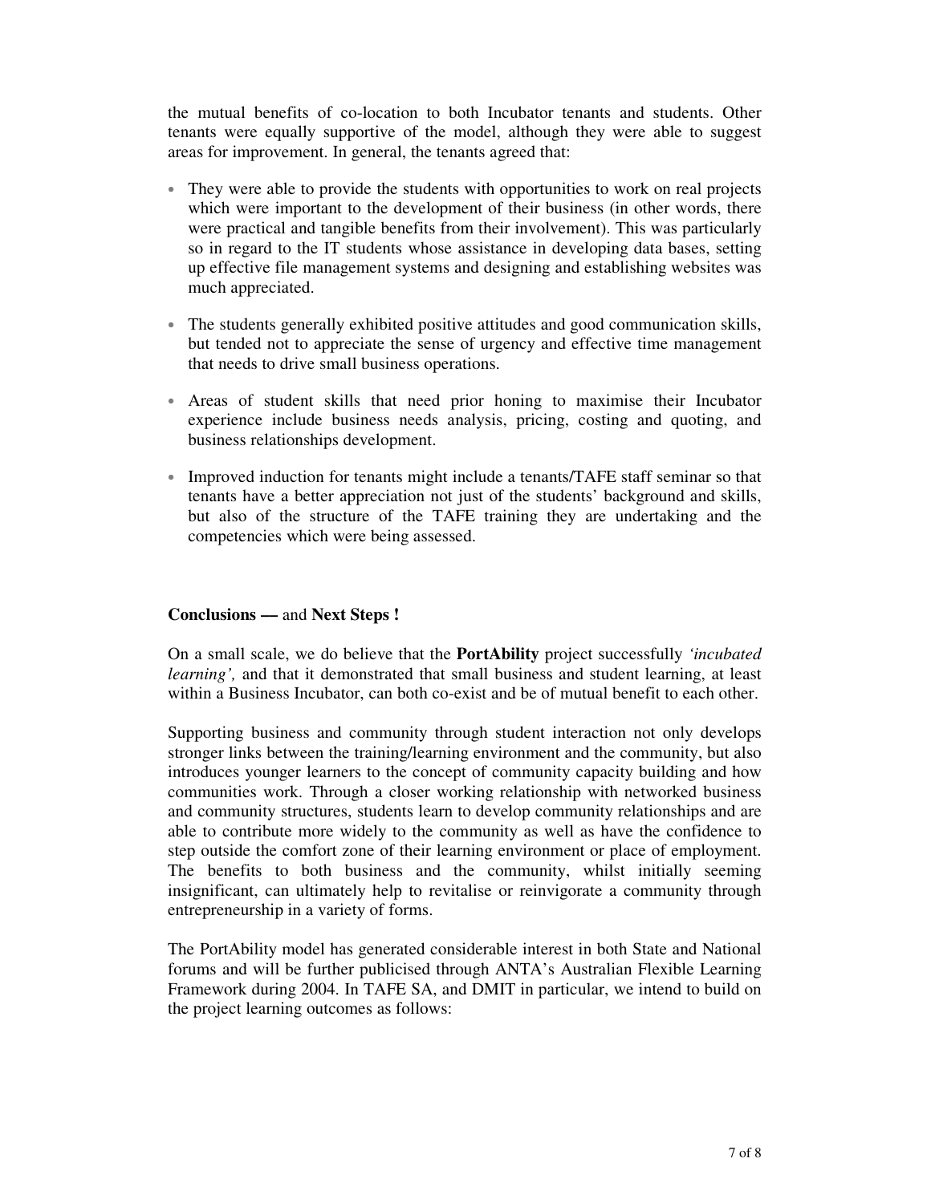the mutual benefits of co-location to both Incubator tenants and students. Other tenants were equally supportive of the model, although they were able to suggest areas for improvement. In general, the tenants agreed that:

- They were able to provide the students with opportunities to work on real projects which were important to the development of their business (in other words, there were practical and tangible benefits from their involvement). This was particularly so in regard to the IT students whose assistance in developing data bases, setting up effective file management systems and designing and establishing websites was much appreciated.

- The students generally exhibited positive attitudes and good communication skills, but tended not to appreciate the sense of urgency and effective time management that needs to drive small business operations.

- Areas of student skills that need prior honing to maximise their Incubator experience include business needs analysis, pricing, costing and quoting, and business relationships development.

- Improved induction for tenants might include a tenants/TAFE staff seminar so that tenants have a better appreciation not just of the students' background and skills, but also of the structure of the TAFE training they are undertaking and the competencies which were being assessed.

**Conclusions —** and **Next Steps !**

On a small scale, we do believe that the **PortAbility** project successfully *'incubated learning',* and that it demonstrated that small business and student learning, at least within a Business Incubator, can both co-exist and be of mutual benefit to each other.

Supporting business and community through student interaction not only develops stronger links between the training/learning environment and the community, but also introduces younger learners to the concept of community capacity building and how communities work. Through a closer working relationship with networked business and community structures, students learn to develop community relationships and are able to contribute more widely to the community as well as have the confidence to step outside the comfort zone of their learning environment or place of employment. The benefits to both business and the community, whilst initially seeming insignificant, can ultimately help to revitalise or reinvigorate a community through entrepreneurship in a variety of forms.

The PortAbility model has generated considerable interest in both State and National forums and will be further publicised through ANTA's Australian Flexible Learning Framework during 2004. In TAFE SA, and DMIT in particular, we intend to build on the project learning outcomes as follows: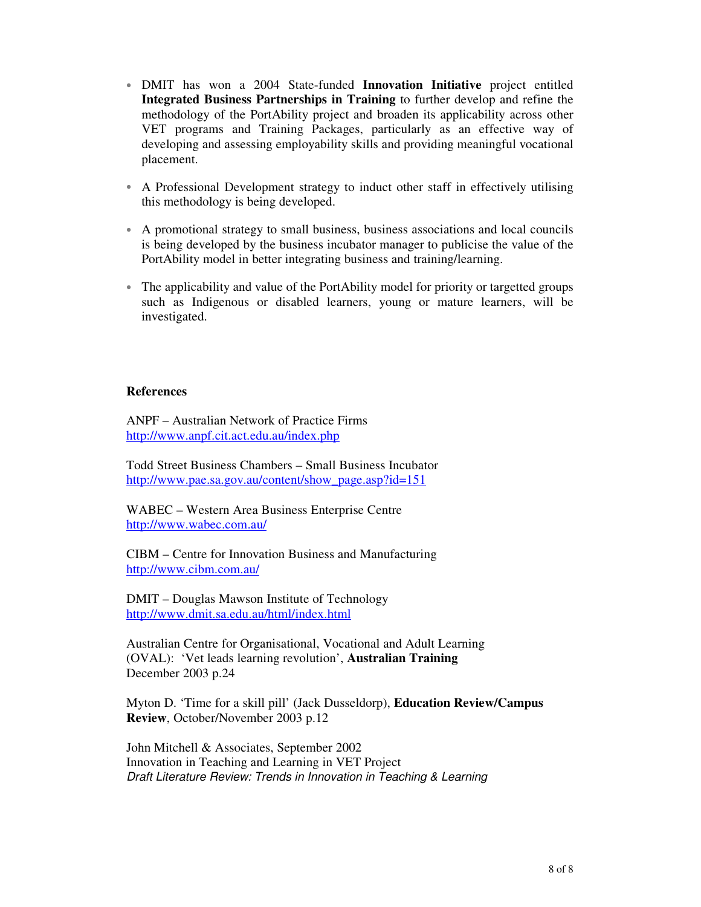- DMIT has won a 2004 State-funded **Innovation Initiative** project entitled **Integrated Business Partnerships in Training** to further develop and refine the methodology of the PortAbility project and broaden its applicability across other VET programs and Training Packages, particularly as an effective way of developing and assessing employability skills and providing meaningful vocational placement.
- A Professional Development strategy to induct other staff in effectively utilising this methodology is being developed.
- A promotional strategy to small business, business associations and local councils is being developed by the business incubator manager to publicise the value of the PortAbility model in better integrating business and training/learning.
- The applicability and value of the PortAbility model for priority or targetted groups such as Indigenous or disabled learners, young or mature learners, will be investigated.

**References**

ANPF – Australian Network of Practice Firms
http://www.anpf.cit.act.edu.au/index.php

Todd Street Business Chambers – Small Business Incubator
http://www.pae.sa.gov.au/content/show_page.asp?id=151

WABEC – Western Area Business Enterprise Centre
http://www.wabec.com.au/

CIBM – Centre for Innovation Business and Manufacturing
http://www.cibm.com.au/

DMIT – Douglas Mawson Institute of Technology
http://www.dmit.sa.edu.au/html/index.html

Australian Centre for Organisational, Vocational and Adult Learning (OVAL): 'Vet leads learning revolution', **Australian Training** December 2003 p.24

Myton D. 'Time for a skill pill' (Jack Dusseldorp), **Education Review/Campus Review**, October/November 2003 p.12

John Mitchell & Associates, September 2002
Innovation in Teaching and Learning in VET Project
*Draft Literature Review: Trends in Innovation in Teaching & Learning*